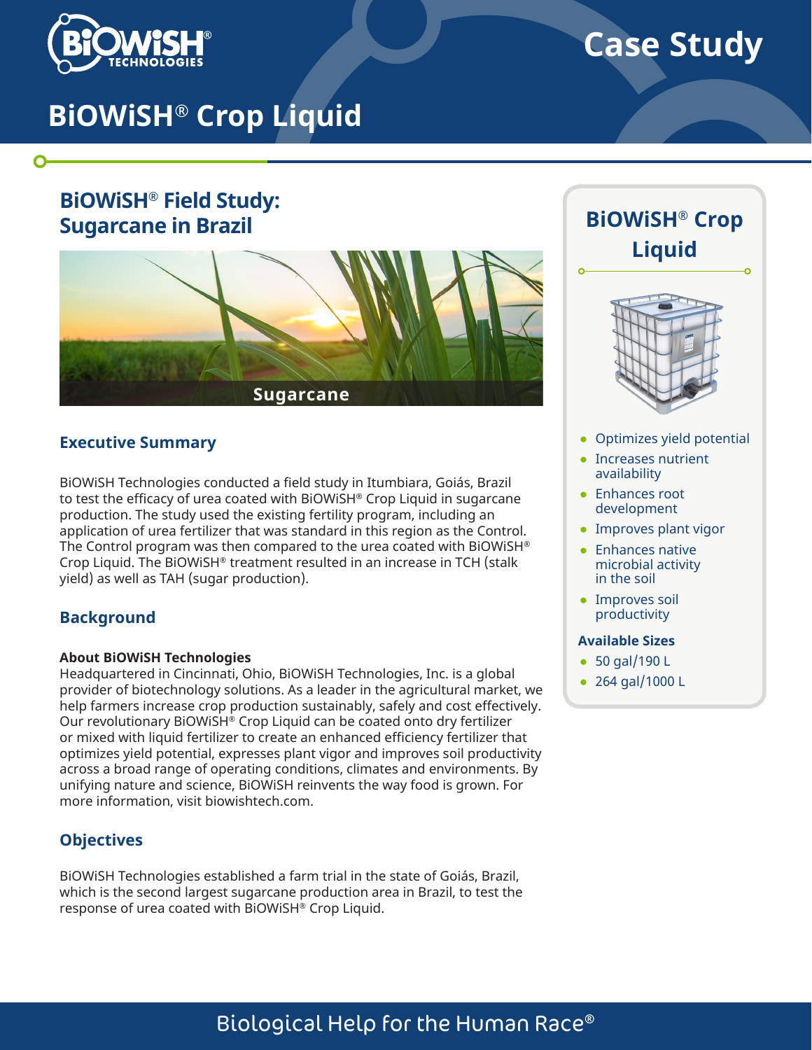# Case Study

# BiOWiSH® Crop Liquid

## BiOWiSH® Field Study: Sugarcane in Brazil

Sugarcane

### Executive Summary

BiOWiSH Technologies conducted a field study in Itumbiara, Goiás, Brazil to test the efficacy of urea coated with BiOWiSH® Crop Liquid in sugarcane production. The study used the existing fertility program, including an application of urea fertilizer that was standard in this region as the Control. The Control program was then compared to the urea coated with BiOWiSH® Crop Liquid. The BiOWiSH® treatment resulted in an increase in TCH (stalk yield) as well as TAH (sugar production).

### Background

**About BiOWiSH Technologies**
Headquartered in Cincinnati, Ohio, BiOWiSH Technologies, Inc. is a global provider of biotechnology solutions. As a leader in the agricultural market, we help farmers increase crop production sustainably, safely and cost effectively. Our revolutionary BiOWiSH® Crop Liquid can be coated onto dry fertilizer or mixed with liquid fertilizer to create an enhanced efficiency fertilizer that optimizes yield potential, expresses plant vigor and improves soil productivity across a broad range of operating conditions, climates and environments. By unifying nature and science, BiOWiSH reinvents the way food is grown. For more information, visit biowishtech.com.

### Objectives

BiOWiSH Technologies established a farm trial in the state of Goiás, Brazil, which is the second largest sugarcane production area in Brazil, to test the response of urea coated with BiOWiSH® Crop Liquid.

### BiOWiSH® Crop Liquid

- Optimizes yield potential
- Increases nutrient availability
- Enhances root development
- Improves plant vigor
- Enhances native microbial activity in the soil
- Improves soil productivity

**Available Sizes**

- 50 gal/190 L
- 264 gal/1000 L

Biological Help for the Human Race®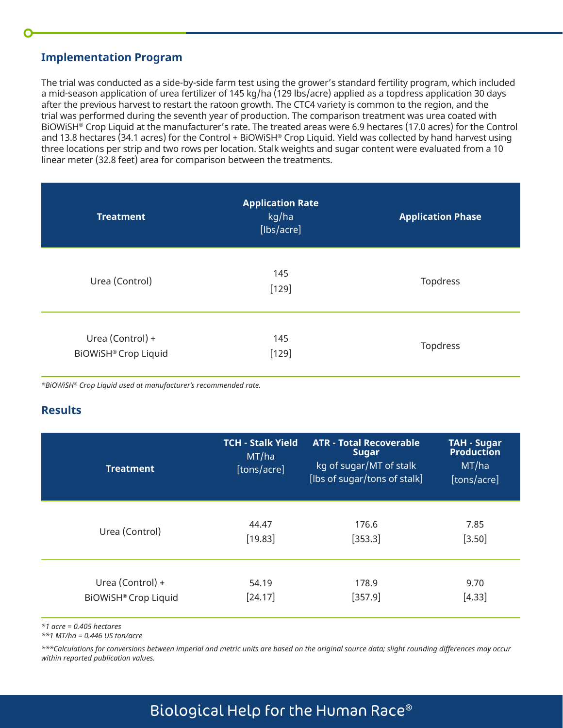## Implementation Program

The trial was conducted as a side-by-side farm test using the grower's standard fertility program, which included a mid-season application of urea fertilizer of 145 kg/ha (129 lbs/acre) applied as a topdress application 30 days after the previous harvest to restart the ratoon growth. The CTC4 variety is common to the region, and the trial was performed during the seventh year of production. The comparison treatment was urea coated with BiOWiSH® Crop Liquid at the manufacturer's rate. The treated areas were 6.9 hectares (17.0 acres) for the Control and 13.8 hectares (34.1 acres) for the Control + BiOWiSH® Crop Liquid. Yield was collected by hand harvest using three locations per strip and two rows per location. Stalk weights and sugar content were evaluated from a 10 linear meter (32.8 feet) area for comparison between the treatments.

| Treatment | Application Rate kg/ha [lbs/acre] | Application Phase |
|---|---|---|
| Urea (Control) | 145 [129] | Topdress |
| Urea (Control) + BiOWiSH® Crop Liquid | 145 [129] | Topdress |

*\*BiOWiSH® Crop Liquid used at manufacturer's recommended rate.*

## Results

| Treatment | TCH - Stalk Yield MT/ha [tons/acre] | ATR - Total Recoverable Sugar kg of sugar/MT of stalk [lbs of sugar/tons of stalk] | TAH - Sugar Production MT/ha [tons/acre] |
|---|---|---|---|
| Urea (Control) | 44.47 [19.83] | 176.6 [353.3] | 7.85 [3.50] |
| Urea (Control) + BiOWiSH® Crop Liquid | 54.19 [24.17] | 178.9 [357.9] | 9.70 [4.33] |

*\*1 acre = 0.405 hectares*
*\*\*1 MT/ha = 0.446 US ton/acre*

*\*\*\*Calculations for conversions between imperial and metric units are based on the original source data; slight rounding differences may occur within reported publication values.*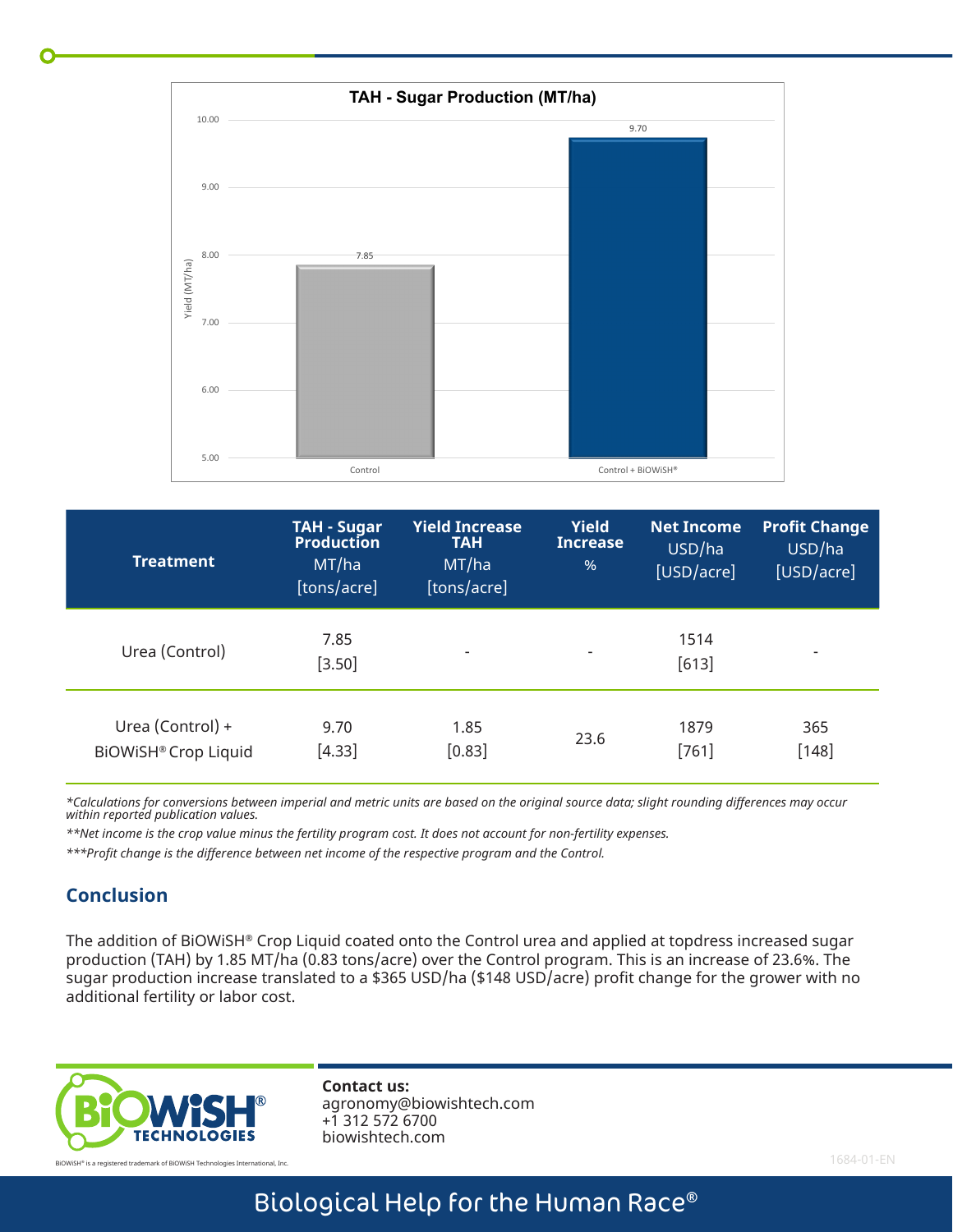TAH - Sugar Production (MT/ha)

Yield (MT/ha)

10.00
9.00
8.00
7.00
6.00
5.00

7.85
9.70

Control
Control + BiOWiSH®

| Treatment | TAH - Sugar Production MT/ha [tons/acre] | Yield Increase TAH MT/ha [tons/acre] | Yield Increase % | Net Income USD/ha [USD/acre] | Profit Change USD/ha [USD/acre] |
|---|---|---|---|---|---|
| Urea (Control) | 7.85 [3.50] | - | - | 1514 [613] | - |
| Urea (Control) + BiOWiSH® Crop Liquid | 9.70 [4.33] | 1.85 [0.83] | 23.6 | 1879 [761] | 365 [148] |

*\*Calculations for conversions between imperial and metric units are based on the original source data; slight rounding differences may occur within reported publication values.*

*\*\*Net income is the crop value minus the fertility program cost. It does not account for non-fertility expenses.*

*\*\*\*Profit change is the difference between net income of the respective program and the Control.*

## Conclusion

The addition of BiOWiSH® Crop Liquid coated onto the Control urea and applied at topdress increased sugar production (TAH) by 1.85 MT/ha (0.83 tons/acre) over the Control program. This is an increase of 23.6%. The sugar production increase translated to a $365 USD/ha ($148 USD/acre) profit change for the grower with no additional fertility or labor cost.

BiOWiSH® is a registered trademark of BiOWiSH Technologies International, Inc.

**Contact us:**
agronomy@biowishtech.com
+1 312 572 6700
biowishtech.com

1684-01-EN

Biological Help for the Human Race®